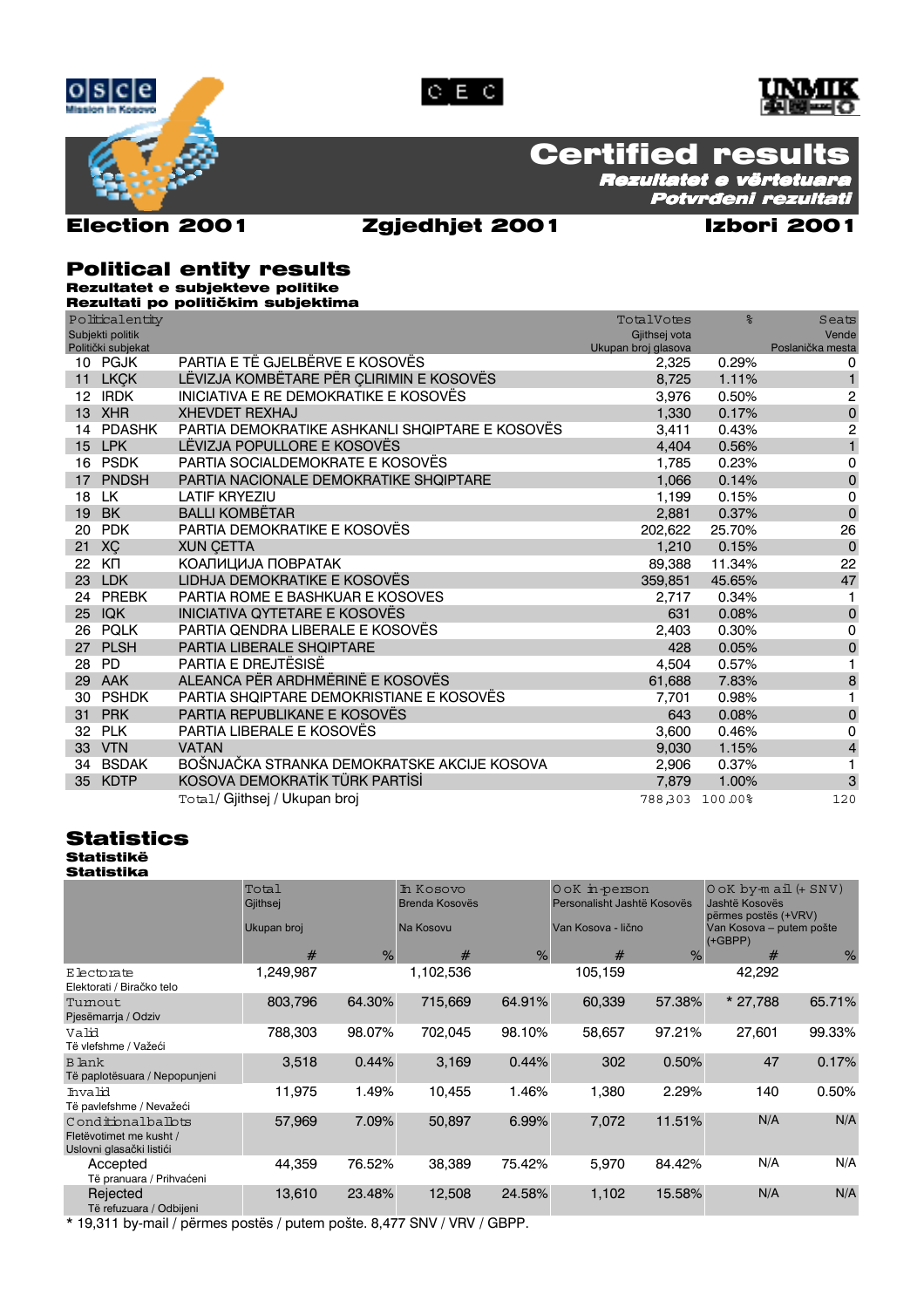# Certified results

**Rezultatet e vërtetuara**

**Potvrđeni rezultati**

**Election 2001** **Zgjedhjet 2001** **Izbori 2001**

## Political entity results

**Rezultatet e subjekteve politike**

**Rezultati po političkim subjektima**

| Political entity<br>Subjekti politik<br>Politički subjekat | | | Total Votes<br>Gjithsej vota<br>Ukupan broj glasova | % | Seats<br>Vende<br>Poslanička mesta |
|---|---|---|---|---|---|
| 10 | PGJK | PARTIA E TË GJELBËRVE E KOSOVËS | 2,325 | 0.29% | 0 |
| 11 | LKÇK | LËVIZJA KOMBËTARE PËR ÇLIRIMIN E KOSOVËS | 8,725 | 1.11% | 1 |
| 12 | IRDK | INICIATIVA E RE DEMOKRATIKE E KOSOVËS | 3,976 | 0.50% | 2 |
| 13 | XHR | XHEVDET REXHAJ | 1,330 | 0.17% | 0 |
| 14 | PDASHK | PARTIA DEMOKRATIKE ASHKANLI SHQIPTARE E KOSOVËS | 3,411 | 0.43% | 2 |
| 15 | LPK | LËVIZJA POPULLORE E KOSOVËS | 4,404 | 0.56% | 1 |
| 16 | PSDK | PARTIA SOCIALDEMOKRATE E KOSOVËS | 1,785 | 0.23% | 0 |
| 17 | PNDSH | PARTIA NACIONALE DEMOKRATIKE SHQIPTARE | 1,066 | 0.14% | 0 |
| 18 | LK | LATIF KRYEZIU | 1,199 | 0.15% | 0 |
| 19 | BK | BALLI KOMBËTAR | 2,881 | 0.37% | 0 |
| 20 | PDK | PARTIA DEMOKRATIKE E KOSOVËS | 202,622 | 25.70% | 26 |
| 21 | XÇ | XUN ÇETTA | 1,210 | 0.15% | 0 |
| 22 | КП | КОАЛИЦИЈА ПОВРАТАК | 89,388 | 11.34% | 22 |
| 23 | LDK | LIDHJA DEMOKRATIKE E KOSOVËS | 359,851 | 45.65% | 47 |
| 24 | PREBK | PARTIA ROME E BASHKUAR E KOSOVES | 2,717 | 0.34% | 1 |
| 25 | IQK | INICIATIVA QYTETARE E KOSOVËS | 631 | 0.08% | 0 |
| 26 | PQLK | PARTIA QENDRA LIBERALE E KOSOVËS | 2,403 | 0.30% | 0 |
| 27 | PLSH | PARTIA LIBERALE SHQIPTARE | 428 | 0.05% | 0 |
| 28 | PD | PARTIA E DREJTËSISË | 4,504 | 0.57% | 1 |
| 29 | AAK | ALEANCA PËR ARDHMËRINË E KOSOVËS | 61,688 | 7.83% | 8 |
| 30 | PSHDK | PARTIA SHQIPTARE DEMOKRISTIANE E KOSOVËS | 7,701 | 0.98% | 1 |
| 31 | PRK | PARTIA REPUBLIKANE E KOSOVËS | 643 | 0.08% | 0 |
| 32 | PLK | PARTIA LIBERALE E KOSOVËS | 3,600 | 0.46% | 0 |
| 33 | VTN | VATAN | 9,030 | 1.15% | 4 |
| 34 | BSDAK | BOŠNJAČKA STRANKA DEMOKRATSKE AKCIJE KOSOVA | 2,906 | 0.37% | 1 |
| 35 | KDTP | KOSOVA DEMOKRATİK TÜRK PARTİSİ | 7,879 | 1.00% | 3 |
| | | Total / Gjithsej / Ukupan broj | 788,303 | 100.00% | 120 |

## Statistics

**Statistikë**

**Statistika**

| | Total<br>Gjithsej<br>Ukupan broj | | In Kosovo<br>Brenda Kosovës<br>Na Kosovu | | OoK in-person<br>Personalisht Jashtë Kosovës<br>Van Kosova - lično | | OoK by-mail (+ SNV)<br>Jashtë Kosovës përmes postës (+VRV)<br>Van Kosova – putem pošte (+GBPP) | |
|---|---|---|---|---|---|---|---|---|
| | # | % | # | % | # | % | # | % |
| Electorate<br>Elektorati / Biračko telo | 1,249,987 | | 1,102,536 | | 105,159 | | 42,292 | |
| Turnout<br>Pjesëmarrja / Odziv | 803,796 | 64.30% | 715,669 | 64.91% | 60,339 | 57.38% | * 27,788 | 65.71% |
| Valid<br>Të vlefshme / Važeći | 788,303 | 98.07% | 702,045 | 98.10% | 58,657 | 97.21% | 27,601 | 99.33% |
| Blank<br>Të paplotësuara / Nepopunjeni | 3,518 | 0.44% | 3,169 | 0.44% | 302 | 0.50% | 47 | 0.17% |
| Invalid<br>Të pavlefshme / Nevažeći | 11,975 | 1.49% | 10,455 | 1.46% | 1,380 | 2.29% | 140 | 0.50% |
| Conditional ballots<br>Fletëvotimet me kusht / Uslovni glasački listići | 57,969 | 7.09% | 50,897 | 6.99% | 7,072 | 11.51% | N/A | N/A |
| Accepted<br>Të pranuara / Prihvaćeni | 44,359 | 76.52% | 38,389 | 75.42% | 5,970 | 84.42% | N/A | N/A |
| Rejected<br>Të refuzuara / Odbijeni | 13,610 | 23.48% | 12,508 | 24.58% | 1,102 | 15.58% | N/A | N/A |

* 19,311 by-mail / përmes postës / putem pošte. 8,477 SNV / VRV / GBPP.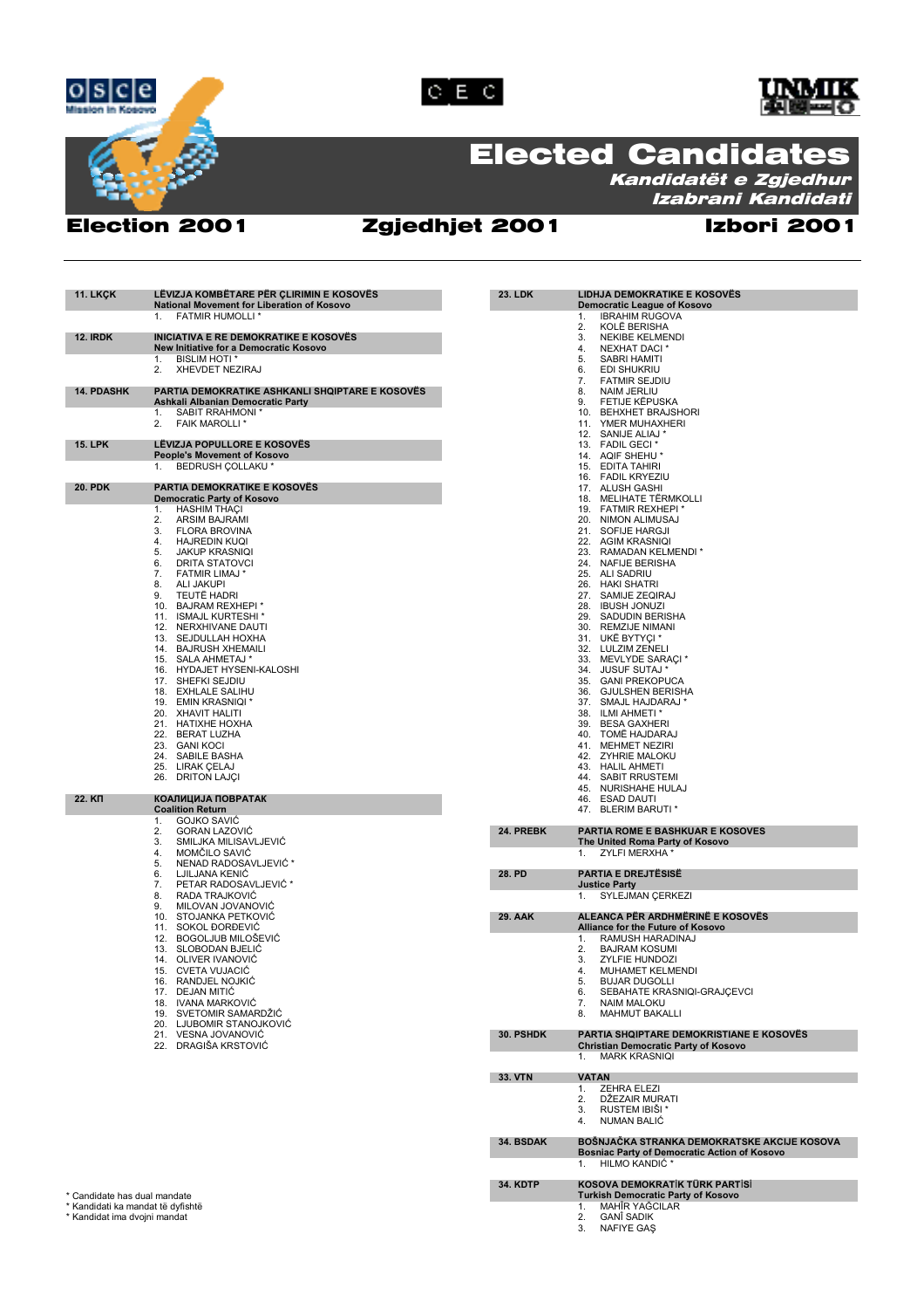# Elected Candidates

## *Kandidatët e Zgjedhur*

## *Izabrani Kandidati*

**Election 2001** | **Zgjedhjet 2001** | **Izbori 2001**

---

### 11. LKÇK — LËVIZJA KOMBËTARE PËR ÇLIRIMIN E KOSOVËS
**National Movement for Liberation of Kosovo**

1. FATMIR HUMOLLI *

### 12. IRDK — INICIATIVA E RE DEMOKRATIKE E KOSOVËS
**New Initiative for a Democratic Kosovo**

1. BISLIM HOTI *
2. XHEVDET NEZIRAJ

### 14. PDASHK — PARTIA DEMOKRATIKE ASHKANLI SHQIPTARE E KOSOVËS
**Ashkali Albanian Democratic Party**

1. SABIT RRAHMONI *
2. FAIK MAROLLI *

### 15. LPK — LËVIZJA POPULLORE E KOSOVËS
**People's Movement of Kosovo**

1. BEDRUSH ÇOLLAKU *

### 20. PDK — PARTIA DEMOKRATIKE E KOSOVËS
**Democratic Party of Kosovo**

1. HASHIM THAÇI
2. ARSIM BAJRAMI
3. FLORA BROVINA
4. HAJREDIN KUQI
5. JAKUP KRASNIQI
6. DRITA STATOVCI
7. FATMIR LIMAJ *
8. ALI JAKUPI
9. TEUTË HADRI
10. BAJRAM REXHEPI *
11. ISMAJL KURTESHI *
12. NERXHIVANE DAUTI
13. SEJDULLAH HOXHA
14. BAJRUSH XHEMAILI
15. SALA AHMETAJ *
16. HYDAJET HYSENI-KALOSHI
17. SHEFKI SEJDIU
18. EXHLALE SALIHU
19. EMIN KRASNIQI *
20. XHAVIT HALITI
21. HATIXHE HOXHA
22. BERAT LUZHA
23. GANI KOCI
24. SABILE BASHA
25. LIRAK ÇELAJ
26. DRITON LAJÇI

### 22. КП — КОАЛИЦИЈА ПОВРАТАК
**Coalition Return**

1. GOJKO SAVIĆ
2. GORAN LAZOVIĆ
3. SMILJKA MILISAVLJEVIĆ
4. MOMČILO SAVIĆ
5. NENAD RADOSAVLJEVIĆ *
6. LJILJANA KENIĆ
7. PETAR RADOSAVLJEVIĆ *
8. RADA TRAJKOVIĆ
9. MILOVAN JOVANOVIĆ
10. STOJANKA PETKOVIĆ
11. SOKOL ĐORĐEVIĆ
12. BOGOLJUB MILOŠEVIĆ
13. SLOBODAN BJELIĆ
14. OLIVER IVANOVIĆ
15. CVETA VUJACIĆ
16. RANDJEL NOJKIĆ
17. DEJAN MITIĆ
18. IVANA MARKOVIĆ
19. SVETOMIR SAMARDŽIĆ
20. LJUBOMIR STANOJKOVIĆ
21. VESNA JOVANOVIĆ
22. DRAGIŠA KRSTOVIĆ

### 23. LDK — LIDHJA DEMOKRATIKE E KOSOVËS
**Democratic League of Kosovo**

1. IBRAHIM RUGOVA
2. KOLË BERISHA
3. NEKIBE KELMENDI
4. NEXHAT DACI *
5. SABRI HAMITI
6. EDI SHUKRIU
7. FATMIR SEJDIU
8. NAIM JERLIU
9. FETIJE KËPUSKA
10. BEHXHET BRAJSHORI
11. YMER MUHAXHERI
12. SANIJE ALIAJ *
13. FADIL GECI *
14. AQIF SHEHU *
15. EDITA TAHIRI
16. FADIL KRYEZIU
17. ALUSH GASHI
18. MELIHATE TËRMKOLLI
19. FATMIR REXHEPI *
20. NIMON ALIMUSAJ
21. SOFIJE HARGJI
22. AGIM KRASNIQI
23. RAMADAN KELMENDI *
24. NAFIJE BERISHA
25. ALI SADRIU
26. HAKI SHATRI
27. SAMIJE ZEQIRAJ
28. IBUSH JONUZI
29. SADUDIN BERISHA
30. REMZIJE NIMANI
31. UKË BYTYÇI *
32. LULZIM ZENELI
33. MEVLYDE SARAÇI *
34. JUSUF SUTAJ *
35. GANI PREKOPUCA
36. GJULSHEN BERISHA
37. SMAJL HAJDARAJ *
38. ILMI AHMETI *
39. BESA GAXHERI
40. TOMË HAJDARAJ
41. MEHMET NEZIRI
42. ZYHRIE MALOKU
43. HALIL AHMETI
44. SABIT RRUSTEMI
45. NURISHAHE HULAJ
46. ESAD DAUTI
47. BLERIM BARUTI *

### 24. PREBK — PARTIA ROME E BASHKUAR E KOSOVES
**The United Roma Party of Kosovo**

1. ZYLFI MERXHA *

### 28. PD — PARTIA E DREJTËSISË
**Justice Party**

1. SYLEJMAN ÇERKEZI

### 29. AAK — ALEANCA PËR ARDHMËRINË E KOSOVËS
**Alliance for the Future of Kosovo**

1. RAMUSH HARADINAJ
2. BAJRAM KOSUMI
3. ZYLFIE HUNDOZI
4. MUHAMET KELMENDI
5. BUJAR DUGOLLI
6. SEBAHATE KRASNIQI-GRAJÇEVCI
7. NAIM MALOKU
8. MAHMUT BAKALLI

### 30. PSHDK — PARTIA SHQIPTARE DEMOKRISTIANE E KOSOVËS
**Christian Democratic Party of Kosovo**

1. MARK KRASNIQI

### 33. VTN — VATAN

1. ZEHRA ELEZI
2. DŽEZAIR MURATI
3. RUSTEM IBIŠI *
4. NUMAN BALIĆ

### 34. BSDAK — BOŠNJAČKA STRANKA DEMOKRATSKE AKCIJE KOSOVA
**Bosniac Party of Democratic Action of Kosovo**

1. HILMO KANDIĆ *

### 34. KDTP — KOSOVA DEMOKRATİK TÜRK PARTİSİ
**Turkish Democratic Party of Kosovo**

1. MAHİR YAĞCILAR
2. GANİ SADIK
3. NAFIYE GAŞ

---

\* Candidate has dual mandate
\* Kandidati ka mandat të dyfishtë
\* Kandidat ima dvojni mandat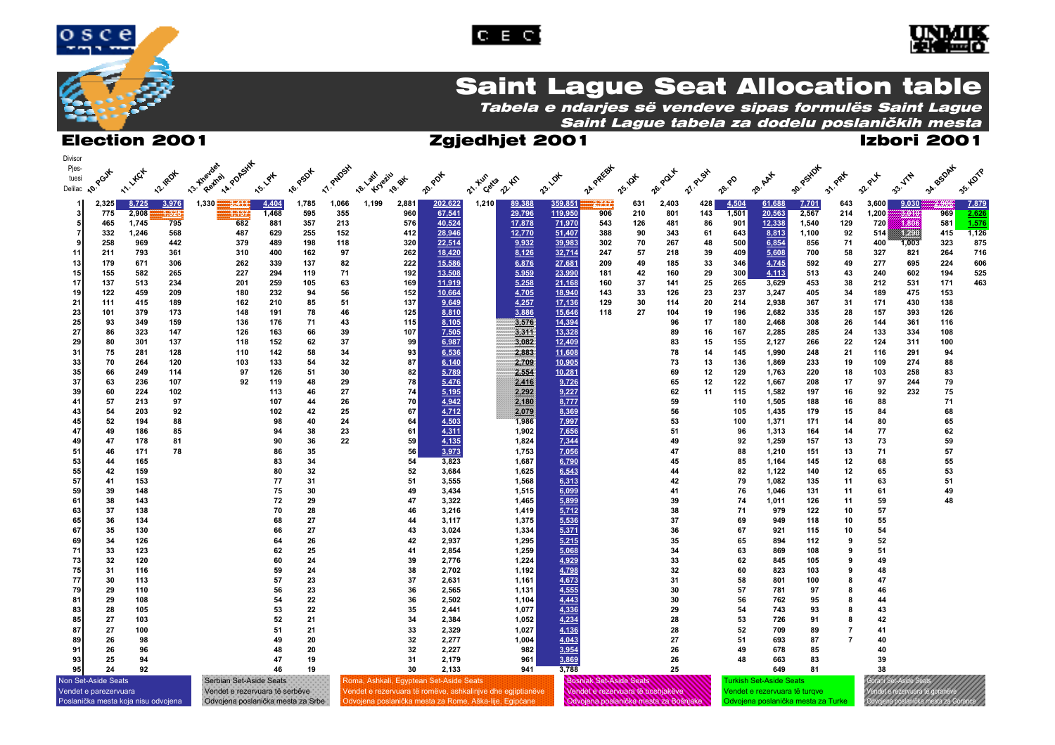# Saint Lague Seat Allocation table

***Tabela e ndarjes së vendeve sipas formulës Saint Lague***

***Saint Lague tabela za dodelu poslaničkih mesta***

## Election 2001 — Zgjedhjet 2001 — Izbori 2001

| Divisor / Pjesëtuesi / Delilac | 10. PGJK | 11. LKÇK | 12. IRDK | 13. Xhevdet Rexhaj | 14. PDASHK | 15. LPK | 16. PSDK | 17. PNDSH | 18. Latif Kryeziu | 19. BK | 20. PDK | 21. Xhun Çeta | 22. KП | 23. LDK | 24. PREBK | 25. IQK | 26. PQLK | 27. PLSH | 28. PD | 29. AAK | 30. PSHDK | 31. PRK | 32. PLK | 33. VTN | 34. BSDAK | 35. KDTP |
|---|---|---|---|---|---|---|---|---|---|---|---|---|---|---|---|---|---|---|---|---|---|---|---|---|---|---|
| 1 | 2,325 | 8,725 | 3,976 | 1,330 | 2,411 | 4,404 | 1,785 | 1,066 | 1,199 | 2,881 | 202,622 | 1,210 | 89,388 | 359,851 | 2,717 | 631 | 2,403 | 428 | 4,504 | 61,688 | 7,701 | 643 | 3,600 | 9,030 | 2,066 | 7,879 |
| 3 | 775 | 2,908 | 1,325 | | 1,137 | 1,468 | 595 | 355 | | 960 | 67,541 | | 29,796 | 119,950 | 906 | 210 | 801 | 143 | 1,501 | 20,563 | 2,567 | 214 | 1,200 | 3,010 | 969 | 2,626 |
| 5 | 465 | 1,745 | 795 | | 682 | 881 | 357 | 213 | | 576 | 40,524 | | 17,878 | 71,970 | 543 | 126 | 481 | 86 | 901 | 12,338 | 1,540 | 129 | 720 | 1,806 | 581 | 1,576 |
| 7 | 332 | 1,246 | 568 | | 487 | 629 | 255 | 152 | | 412 | 28,946 | | 12,770 | 51,407 | 388 | 90 | 343 | 61 | 643 | 8,813 | 1,100 | 92 | 514 | 1,290 | 415 | 1,126 |
| 9 | 258 | 969 | 442 | | 379 | 489 | 198 | 118 | | 320 | 22,514 | | 9,932 | 39,983 | 302 | 70 | 267 | 48 | 500 | 6,854 | 856 | 71 | 400 | 1,003 | 323 | 875 |
| 11 | 211 | 793 | 361 | | 310 | 400 | 162 | 97 | | 262 | 18,420 | | 8,126 | 32,714 | 247 | 57 | 218 | 39 | 409 | 5,608 | 700 | 58 | 327 | 821 | 264 | 716 |
| 13 | 179 | 671 | 306 | | 262 | 339 | 137 | 82 | | 222 | 15,586 | | 6,876 | 27,681 | 209 | 49 | 185 | 33 | 346 | 4,745 | 592 | 49 | 277 | 695 | 224 | 606 |
| 15 | 155 | 582 | 265 | | 227 | 294 | 119 | 71 | | 192 | 13,508 | | 5,959 | 23,990 | 181 | 42 | 160 | 29 | 300 | 4,113 | 513 | 43 | 240 | 602 | 194 | 525 |
| 17 | 137 | 513 | 234 | | 201 | 259 | 105 | 63 | | 169 | 11,919 | | 5,258 | 21,168 | 160 | 37 | 141 | 25 | 265 | 3,629 | 453 | 38 | 212 | 531 | 171 | 463 |
| 19 | 122 | 459 | 209 | | 180 | 232 | 94 | 56 | | 152 | 10,664 | | 4,705 | 18,940 | 143 | 33 | 126 | 23 | 237 | 3,247 | 405 | 34 | 189 | 475 | 153 | |
| 21 | 111 | 415 | 189 | | 162 | 210 | 85 | 51 | | 137 | 9,649 | | 4,257 | 17,136 | 129 | 30 | 114 | 20 | 214 | 2,938 | 367 | 31 | 171 | 430 | 138 | |
| 23 | 101 | 379 | 173 | | 148 | 191 | 78 | 46 | | 125 | 8,810 | | 3,886 | 15,646 | 118 | 27 | 104 | 19 | 196 | 2,682 | 335 | 28 | 157 | 393 | 126 | |
| 25 | 93 | 349 | 159 | | 136 | 176 | 71 | 43 | | 115 | 8,105 | | 3,576 | 14,394 | | | 96 | 17 | 180 | 2,468 | 308 | 26 | 144 | 361 | 116 | |
| 27 | 86 | 323 | 147 | | 126 | 163 | 66 | 39 | | 107 | 7,505 | | 3,311 | 13,328 | | | 89 | 16 | 167 | 2,285 | 285 | 24 | 133 | 334 | 108 | |
| 29 | 80 | 301 | 137 | | 118 | 152 | 62 | 37 | | 99 | 6,987 | | 3,082 | 12,409 | | | 83 | 15 | 155 | 2,127 | 266 | 22 | 124 | 311 | 100 | |
| 31 | 75 | 281 | 128 | | 110 | 142 | 58 | 34 | | 93 | 6,536 | | 2,883 | 11,608 | | | 78 | 14 | 145 | 1,990 | 248 | 21 | 116 | 291 | 94 | |
| 33 | 70 | 264 | 120 | | 103 | 133 | 54 | 32 | | 87 | 6,140 | | 2,709 | 10,905 | | | 73 | 13 | 136 | 1,869 | 233 | 19 | 109 | 274 | 88 | |
| 35 | 66 | 249 | 114 | | 97 | 126 | 51 | 30 | | 82 | 5,789 | | 2,554 | 10,281 | | | 69 | 12 | 129 | 1,763 | 220 | 18 | 103 | 258 | 83 | |
| 37 | 63 | 236 | 107 | | 92 | 119 | 48 | 29 | | 78 | 5,476 | | 2,416 | 9,726 | | | 65 | 12 | 122 | 1,667 | 208 | 17 | 97 | 244 | 79 | |
| 39 | 60 | 224 | 102 | | | 113 | 46 | 27 | | 74 | 5,195 | | 2,292 | 9,227 | | | 62 | 11 | 115 | 1,582 | 197 | 16 | 92 | 232 | 75 | |
| 41 | 57 | 213 | 97 | | | 107 | 44 | 26 | | 70 | 4,942 | | 2,180 | 8,777 | | | 59 | | 110 | 1,505 | 188 | 16 | 88 | | 71 | |
| 43 | 54 | 203 | 92 | | | 102 | 42 | 25 | | 67 | 4,712 | | 2,079 | 8,369 | | | 56 | | 105 | 1,435 | 179 | 15 | 84 | | 68 | |
| 45 | 52 | 194 | 88 | | | 98 | 40 | 24 | | 64 | 4,503 | | 1,986 | 7,997 | | | 53 | | 100 | 1,371 | 171 | 14 | 80 | | 65 | |
| 47 | 49 | 186 | 85 | | | 94 | 38 | 23 | | 61 | 4,311 | | 1,902 | 7,656 | | | 51 | | 96 | 1,313 | 164 | 14 | 77 | | 62 | |
| 49 | 47 | 178 | 81 | | | 90 | 36 | 22 | | 59 | 4,135 | | 1,824 | 7,344 | | | 49 | | 92 | 1,259 | 157 | 13 | 73 | | 59 | |
| 51 | 46 | 171 | 78 | | | 86 | 35 | | | 56 | 3,973 | | 1,753 | 7,056 | | | 47 | | 88 | 1,210 | 151 | 13 | 71 | | 57 | |
| 53 | 44 | 165 | | | | 83 | 34 | | | 54 | 3,823 | | 1,687 | 6,790 | | | 45 | | 85 | 1,164 | 145 | 12 | 68 | | 55 | |
| 55 | 42 | 159 | | | | 80 | 32 | | | 52 | 3,684 | | 1,625 | 6,543 | | | 44 | | 82 | 1,122 | 140 | 12 | 65 | | 53 | |
| 57 | 41 | 153 | | | | 77 | 31 | | | 51 | 3,555 | | 1,568 | 6,313 | | | 42 | | 79 | 1,082 | 135 | 11 | 63 | | 51 | |
| 59 | 39 | 148 | | | | 75 | 30 | | | 49 | 3,434 | | 1,515 | 6,099 | | | 41 | | 76 | 1,046 | 131 | 11 | 61 | | 49 | |
| 61 | 38 | 143 | | | | 72 | 29 | | | 47 | 3,322 | | 1,465 | 5,899 | | | 39 | | 74 | 1,011 | 126 | 11 | 59 | | 48 | |
| 63 | 37 | 138 | | | | 70 | 28 | | | 46 | 3,216 | | 1,419 | 5,712 | | | 38 | | 71 | 979 | 122 | 10 | 57 | | | |
| 65 | 36 | 134 | | | | 68 | 27 | | | 44 | 3,117 | | 1,375 | 5,536 | | | 37 | | 69 | 949 | 118 | 10 | 55 | | | |
| 67 | 35 | 130 | | | | 66 | 27 | | | 43 | 3,024 | | 1,334 | 5,371 | | | 36 | | 67 | 921 | 115 | 10 | 54 | | | |
| 69 | 34 | 126 | | | | 64 | 26 | | | 42 | 2,937 | | 1,295 | 5,215 | | | 35 | | 65 | 894 | 112 | 9 | 52 | | | |
| 71 | 33 | 123 | | | | 62 | 25 | | | 41 | 2,854 | | 1,259 | 5,068 | | | 34 | | 63 | 869 | 108 | 9 | 51 | | | |
| 73 | 32 | 120 | | | | 60 | 24 | | | 39 | 2,776 | | 1,224 | 4,929 | | | 33 | | 62 | 845 | 105 | 9 | 49 | | | |
| 75 | 31 | 116 | | | | 59 | 24 | | | 38 | 2,702 | | 1,192 | 4,798 | | | 32 | | 60 | 823 | 103 | 9 | 48 | | | |
| 77 | 30 | 113 | | | | 57 | 23 | | | 37 | 2,631 | | 1,161 | 4,673 | | | 31 | | 58 | 801 | 100 | 8 | 47 | | | |
| 79 | 29 | 110 | | | | 56 | 23 | | | 36 | 2,565 | | 1,131 | 4,555 | | | 30 | | 57 | 781 | 97 | 8 | 46 | | | |
| 81 | 29 | 108 | | | | 54 | 22 | | | 36 | 2,502 | | 1,104 | 4,443 | | | 30 | | 56 | 762 | 95 | 8 | 44 | | | |
| 83 | 28 | 105 | | | | 53 | 22 | | | 35 | 2,441 | | 1,077 | 4,336 | | | 29 | | 54 | 743 | 93 | 8 | 43 | | | |
| 85 | 27 | 103 | | | | 52 | 21 | | | 34 | 2,384 | | 1,052 | 4,234 | | | 28 | | 53 | 726 | 91 | 8 | 42 | | | |
| 87 | 27 | 100 | | | | 51 | 21 | | | 33 | 2,329 | | 1,027 | 4,136 | | | 28 | | 52 | 709 | 89 | 7 | 41 | | | |
| 89 | 26 | 98 | | | | 49 | 20 | | | 32 | 2,277 | | 1,004 | 4,043 | | | 27 | | 51 | 693 | 87 | 7 | 40 | | | |
| 91 | 26 | 96 | | | | 48 | 20 | | | 32 | 2,227 | | 982 | 3,954 | | | 26 | | 49 | 678 | 85 | | 40 | | | |
| 93 | 25 | 94 | | | | 47 | 19 | | | 31 | 2,179 | | 961 | 3,869 | | | 26 | | 48 | 663 | 83 | | 39 | | | |
| 95 | 24 | 92 | | | | 46 | 19 | | | 30 | 2,133 | | 941 | 3,788 | | | 25 | | | 649 | 81 | | 38 | | | |

**Legend:**

- Non Set-Aside Seats / Vendet e parezervuara / Poslanička mesta koja nisu odvojena
- Serbian Set-Aside Seats / Vendet e rezervuara të serbëve / Odvojena poslanička mesta za Srbe
- Roma, Ashkali, Egyptean Set-Aside Seats / Vendet e rezervuara të romëve, ashkalinjve dhe egjiptianëve / Odvojena poslanička mesta za Rome, Aška-lije, Egipćane
- Bosniak Set-Aside Seats / Vendet e rezervuara të boshjakëve / Odvojena poslanička mesta za Bošnjake
- Turkish Set-Aside Seats / Vendet e rezervuara të turqve / Odvojena poslanička mesta za Turke
- Gorani Set-Aside Seats / Vendet e rezervuara të goranëve / Odvojena poslanička mesta za Gorance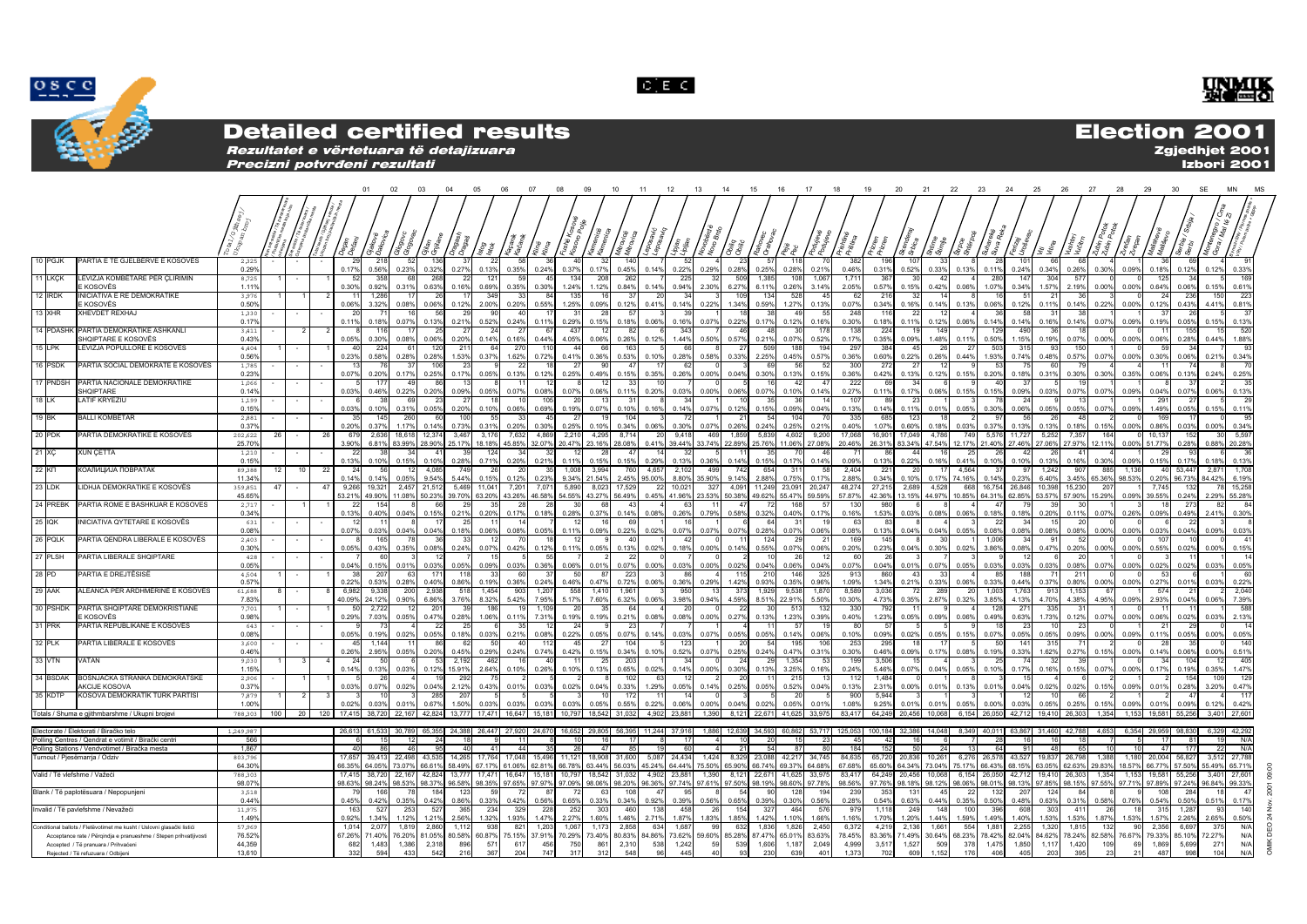# Detailed certified results

*Rezultatet e vërtetuara të detajizuara*

*Precizni potvrđeni rezultati*

# Election 2001

Zgjedhjet 2001

Izbori 2001

| | | Totali / Ukupno / Total | Vende / Mesta / Seats | | | 01 Deçan / Dečani | 02 Gjakovë / Đakovica | 03 Gllogoc / Glogovac | 04 Gjilan / Gnjilane | 05 Dragash / Dragaš | 06 Istog / Istok | 07 Kaçanik / Kačanik | 08 Klinë / Klina | 09 Fushë Kosovë / Kosovo Polje | 10 Kamenicë / Kamenica | 11 Mitrovicë / Mitrovica | 12 Leposaviq / Leposavić | 13 Lipjan / Lipljan | 14 Novobërdë / Novo Brdo | 15 Obiliq / Obilić | 16 Rahovec / Orahovac | 17 Pejë / Peć | 18 Podujevë / Podujevo | 19 Prishtinë / Priština | 20 Prizren | 21 Skenderaj / Srbica | 22 Shtime / Štimlje | 23 Shtërpcë / Štrpce | 24 Suharekë / Suva Reka | 25 Ferizaj / Uroševac | 26 Viti / Vitina | 27 Vushtrri / Vučitrn | 28 Zubin Potok | 29 Zveçan / Zvečan | 30 Malishevë / Mališevo | SE Serbia / Srbija | MN Montenegro / Crna Gora | MS |
|---|---|---|---|---|---|---|---|---|---|---|---|---|---|---|---|---|---|---|---|---|---|---|---|---|---|---|---|---|---|---|---|---|---|---|---|---|---|---|
| 10 PGJK | PARTIA E TË GJELBËRVE E KOSOVËS | 2,325 | - | - | - | 29 | 218 | 52 | 136 | 37 | 22 | 58 | 36 | 40 | 32 | 140 | 6 | 52 | 4 | 23 | 57 | 118 | 70 | 382 | 196 | 107 | 33 | 1 | 26 | 101 | 66 | 68 | 1 | 3 | 36 | 69 | 5 | 91 |
| | | 0.29% | | | | 0.17% | 0.56% | 0.23% | 0.32% | 0.27% | 0.13% | 0.35% | 0.24% | 0.37% | 0.17% | 0.45% | 0.14% | 0.22% | 0.29% | 0.28% | 0.25% | 0.28% | 0.21% | 0.46% | 0.31% | 0.52% | 0.33% | 0.13% | 0.11% | 0.24% | 0.34% | 0.26% | 0.30% | 0.09% | 0.18% | 0.12% | 0.12% | 0.33% |
| 11 LKÇK | LËVIZJA KOMBËTARE PËR ÇLIRIMIN E KOSOVËS | 8,725 | 1 | - | 1 | 52 | 358 | 68 | 268 | 22 | 121 | 59 | 45 | 134 | 208 | 262 | 6 | 225 | 32 | 509 | 1,385 | 108 | 1,067 | 1,711 | 367 | 30 | 42 | 1 | 280 | 147 | 304 | 577 | 0 | 0 | 125 | 34 | 5 | 169 |
| | | 1.11% | | | | 0.30% | 0.92% | 0.31% | 0.63% | 0.16% | 0.69% | 0.35% | 0.30% | 1.24% | 1.12% | 0.84% | 0.14% | 0.94% | 2.30% | 6.27% | 6.11% | 0.26% | 3.14% | 2.05% | 0.57% | 0.15% | 0.42% | 0.06% | 1.07% | 0.34% | 1.57% | 2.19% | 0.00% | 0.00% | 0.64% | 0.06% | 0.15% | 0.61% |
| 12 IRDK | INICIATIVA E RE DEMOKRATIKE E KOSOVËS | 3,876 | 1 | 1 | 2 | 11 | 1,286 | 17 | 26 | 17 | 349 | 33 | 84 | 135 | 16 | 37 | 20 | 34 | 3 | 109 | 134 | 528 | 45 | 62 | 216 | 32 | 14 | 1 | 16 | 51 | 21 | 36 | 3 | 0 | 24 | 236 | 150 | 223 |
| | | 0.50% | | | | 0.06% | 3.32% | 0.08% | 0.06% | 0.12% | 2.00% | 0.20% | 0.55% | 1.25% | 0.09% | 0.12% | 0.41% | 0.14% | 0.22% | 1.34% | 0.59% | 1.27% | 0.13% | 0.07% | 0.34% | 0.16% | 0.14% | 0.13% | 0.06% | 0.12% | 0.11% | 0.14% | 0.22% | 0.00% | 0.12% | 0.43% | 4.41% | 0.81% |
| 13 XHR | XHEVDET REXHAJ | 1,330 | - | - | - | 20 | 71 | 16 | 56 | 29 | 90 | 40 | 17 | 31 | 28 | 57 | 3 | 39 | 1 | 18 | 38 | 49 | 55 | 248 | 116 | 22 | 12 | 1 | 36 | 58 | 31 | 38 | 1 | 0 | 37 | 26 | 5 | 37 |
| | | 0.17% | | | | 0.11% | 0.18% | 0.07% | 0.13% | 0.21% | 0.52% | 0.24% | 0.11% | 0.29% | 0.15% | 0.18% | 0.06% | 0.16% | 0.07% | 0.22% | 0.17% | 0.12% | 0.16% | 0.30% | 0.18% | 0.11% | 0.12% | 0.06% | 0.14% | 0.14% | 0.16% | 0.14% | 0.07% | 0.00% | 0.19% | 0.05% | 0.15% | 0.13% |
| 14 PDASHK | PARTIA DEMOKRATIKE ASHKANLI SHQIPTARE E KOSOVËS | 3,411 | - | 2 | 2 | 8 | 116 | 17 | 25 | 27 | 24 | 27 | 67 | 437 | 12 | 82 | 6 | 343 | 7 | 46 | 48 | 30 | 178 | 138 | 224 | 19 | 149 | 2 | 129 | 490 | 36 | 18 | 0 | 0 | 11 | 155 | 15 | 520 |
| | | 0.43% | | | | 0.05% | 0.30% | 0.08% | 0.06% | 0.20% | 0.14% | 0.16% | 0.44% | 4.05% | 0.06% | 0.26% | 0.12% | 1.44% | 0.50% | 0.57% | 0.21% | 0.07% | 0.52% | 0.17% | 0.35% | 0.09% | 1.48% | 0.11% | 0.50% | 1.15% | 0.19% | 0.07% | 0.00% | 0.00% | 0.06% | 0.28% | 0.44% | 1.88% |
| 15 LPK | LËVIZJA POPULLORE E KOSOVËS | 4,404 | 1 | - | 1 | 40 | 224 | 61 | 120 | 211 | 64 | 270 | 110 | 44 | 66 | 163 | 5 | 66 | 8 | 27 | 509 | 188 | 194 | 297 | 384 | 45 | 26 | 27 | 503 | 315 | 93 | 150 | 1 | 0 | 59 | 34 | 7 | 93 |
| | | 0.56% | | | | 0.23% | 0.58% | 0.28% | 0.28% | 1.53% | 0.37% | 1.62% | 0.72% | 0.41% | 0.36% | 0.53% | 0.10% | 0.28% | 0.58% | 0.33% | 2.25% | 0.45% | 0.57% | 0.36% | 0.60% | 0.22% | 0.26% | 0.44% | 1.93% | 0.74% | 0.48% | 0.57% | 0.07% | 0.00% | 0.30% | 0.06% | 0.21% | 0.34% |
| 16 PSDK | PARTIA SOCIAL DEMOKRATE E KOSOVËS | 1,785 | - | - | - | 13 | 76 | 37 | 106 | 7 | 22 | 18 | 18 | 27 | 90 | 47 | 17 | 62 | 0 | 3 | 69 | 56 | 52 | 300 | 272 | 27 | 12 | 4 | 53 | 75 | 60 | 79 | 4 | 11 | 12 | 74 | 8 | 70 |
| | | 0.23% | | | | 0.07% | 0.20% | 0.17% | 0.25% | 0.05% | 0.13% | 0.11% | 0.12% | 0.25% | 0.49% | 0.15% | 0.35% | 0.26% | 0.00% | 0.04% | 0.30% | 0.13% | 0.15% | 0.36% | 0.42% | 0.13% | 0.12% | 0.15% | 0.20% | 0.18% | 0.31% | 0.30% | 0.30% | 0.35% | 0.06% | 0.13% | 0.24% | 0.25% |
| 17 PNDSH | PARTIA NACIONALE DEMOKRATIKE SHQIPTARE | 1,066 | - | - | - | 5 | 177 | 49 | 86 | 13 | 8 | 11 | 12 | 8 | 12 | 33 | 10 | 7 | 0 | 5 | 16 | 42 | 47 | 222 | 69 | 34 | 6 | 2 | 40 | 37 | 6 | 19 | 1 | 3 | 7 | 37 | 2 | 35 |
| | | 0.14% | | | | 0.03% | 0.46% | 0.22% | 0.20% | 0.09% | 0.05% | 0.07% | 0.08% | 0.07% | 0.06% | 0.11% | 0.20% | 0.03% | 0.00% | 0.06% | 0.07% | 0.10% | 0.14% | 0.27% | 0.11% | 0.17% | 0.06% | 0.15% | 0.15% | 0.09% | 0.03% | 0.07% | 0.07% | 0.09% | 0.04% | 0.07% | 0.06% | 0.13% |
| 18 LK | LATIF KRYEZIU | 1,199 | - | - | - | 6 | 38 | 69 | 23 | 27 | 18 | 10 | 106 | 20 | 13 | 31 | 8 | 34 | 1 | 10 | 35 | 36 | 14 | 107 | 89 | 23 | 1 | 1 | 78 | 24 | 9 | 13 | 1 | 3 | 291 | 29 | 5 | 29 |
| | | 0.15% | | | | 0.03% | 0.10% | 0.31% | 0.05% | 0.20% | 0.10% | 0.06% | 0.69% | 0.19% | 0.07% | 0.10% | 0.16% | 0.14% | 0.07% | 0.12% | 0.15% | 0.09% | 0.04% | 0.13% | 0.14% | 0.11% | 0.01% | 0.05% | 0.30% | 0.06% | 0.05% | 0.05% | 0.07% | 0.09% | 1.49% | 0.05% | 0.15% | 0.11% |
| 19 BK | BALLI KOMBËTAR | 2,881 | - | - | - | 35 | 145 | 260 | 60 | 100 | 55 | 33 | 45 | 27 | 19 | 104 | 3 | 72 | 1 | 21 | 54 | 104 | 70 | 335 | 685 | 123 | 18 | 1 | 97 | 56 | 26 | 48 | 2 | 0 | 169 | 17 | 0 | 95 |
| | | 0.37% | | | | 0.20% | 0.37% | 1.17% | 0.14% | 0.73% | 0.31% | 0.20% | 0.30% | 0.25% | 0.10% | 0.34% | 0.06% | 0.30% | 0.07% | 0.26% | 0.24% | 0.25% | 0.21% | 0.40% | 1.07% | 0.60% | 0.18% | 0.03% | 0.37% | 0.13% | 0.13% | 0.18% | 0.15% | 0.00% | 0.86% | 0.03% | 0.00% | 0.34% |
| 20 PDK | PARTIA DEMOKRATIKE E KOSOVËS | 202,622 | 26 | - | 26 | 679 | 2,636 | 18,618 | 12,374 | 3,467 | 3,176 | 7,632 | 4,869 | 2,210 | 4,295 | 8,714 | 20 | 9,418 | 469 | 1,859 | 5,839 | 4,602 | 9,200 | 17,068 | 16,901 | 17,049 | 4,786 | 749 | 5,576 | 11,727 | 5,252 | 7,357 | 164 | 0 | 10,137 | 152 | 30 | 5,597 |
| | | 25.70% | | | | 3.90% | 6.81% | 83.99% | 28.90% | 25.17% | 18.18% | 45.85% | 32.07% | 20.47% | 23.16% | 28.08% | 0.41% | 39.44% | 33.74% | 22.89% | 25.76% | 11.06% | 27.08% | 20.46% | 26.31% | 83.34% | 47.54% | 12.17% | 21.40% | 27.46% | 27.06% | 27.97% | 12.11% | 0.00% | 51.77% | 0.28% | 0.88% | 20.28% |
| 21 XÇ | XUN ÇETTA | 1,210 | - | - | - | 23 | 38 | 34 | 41 | 39 | 124 | 34 | 32 | 12 | 28 | 47 | 14 | 32 | 5 | 11 | 35 | 70 | 46 | 71 | 86 | 44 | 16 | 7 | 26 | 42 | 26 | 41 | 4 | 3 | 29 | 93 | 6 | 36 |
| | | 0.15% | | | | 0.13% | 0.10% | 0.15% | 0.10% | 0.28% | 0.71% | 0.20% | 0.21% | 0.11% | 0.15% | 0.15% | 0.29% | 0.13% | 0.36% | 0.14% | 0.15% | 0.17% | 0.14% | 0.09% | 0.13% | 0.22% | 0.16% | 0.41% | 0.10% | 0.10% | 0.13% | 0.16% | 0.30% | 0.09% | 0.15% | 0.17% | 0.18% | 0.13% |
| 22 KП | КОАЛИЦИЈА ПОВРАТАК | 89,388 | 12 | 10 | 22 | 24 | 56 | 12 | 4,085 | 749 | 26 | 20 | 35 | 1,008 | 3,994 | 760 | 4,657 | 2,102 | 499 | 742 | 654 | 311 | 58 | 2,404 | 221 | 20 | 17 | 4,564 | 37 | 97 | 1,242 | 907 | 885 | 1,136 | 40 | 53,447 | 2,871 | 1,708 |
| | | 11.34% | | | | 0.14% | 0.14% | 0.05% | 9.54% | 5.44% | 0.15% | 0.12% | 0.23% | 9.34% | 21.54% | 2.45% | 95.00% | 8.80% | 35.90% | 9.14% | 2.88% | 0.75% | 0.17% | 2.88% | 0.34% | 0.10% | 0.17% | 74.16% | 0.14% | 0.23% | 6.40% | 3.45% | 65.36% | 98.53% | 0.20% | 96.73% | 84.42% | 6.19% |
| 23 LDK | LIDHJA DEMOKRATIKE E KOSOVËS | 359,851 | 47 | - | 47 | 9,266 | 19,321 | 2,457 | 21,512 | 5,469 | 11,041 | 7,201 | 7,071 | 5,890 | 8,023 | 17,529 | 22 | 10,021 | 327 | 4,091 | 11,249 | 23,091 | 20,247 | 48,274 | 27,215 | 2,689 | 4,528 | 668 | 16,754 | 26,846 | 10,398 | 15,230 | 207 | 1 | 7,745 | 132 | 78 | 15,258 |
| | | 45.65% | | | | 53.21% | 49.90% | 11.08% | 50.23% | 39.70% | 63.20% | 43.26% | 46.58% | 54.55% | 43.27% | 56.49% | 0.45% | 41.96% | 23.53% | 50.38% | 49.62% | 55.47% | 59.59% | 57.87% | 42.36% | 13.15% | 44.97% | 10.85% | 64.31% | 62.85% | 53.57% | 57.90% | 15.29% | 0.09% | 39.55% | 0.24% | 2.29% | 55.28% |
| 24 PREBK | PARTIA ROME E BASHKUAR E KOSOVËS | 2,717 | - | 1 | 1 | 22 | 154 | 8 | 66 | 29 | 35 | 28 | 28 | 30 | 68 | 43 | 4 | 63 | 11 | 47 | 72 | 168 | 57 | 130 | 980 | 6 | 8 | 4 | 47 | 79 | 39 | 30 | 1 | 3 | 18 | 273 | 82 | 84 |
| | | 0.34% | | | | 0.13% | 0.40% | 0.04% | 0.15% | 0.21% | 0.20% | 0.17% | 0.18% | 0.28% | 0.37% | 0.14% | 0.08% | 0.26% | 0.79% | 0.58% | 0.32% | 0.40% | 0.17% | 0.16% | 1.53% | 0.03% | 0.08% | 0.06% | 0.18% | 0.18% | 0.20% | 0.11% | 0.07% | 0.26% | 0.09% | 0.49% | 2.41% | 0.30% |
| 25 IQK | INICIATIVA QYTETARE E KOSOVËS | 631 | - | - | - | 12 | 11 | 8 | 17 | 25 | 11 | 14 | 7 | 12 | 16 | 69 | 1 | 16 | 1 | 6 | 64 | 31 | 19 | 63 | 83 | 8 | 4 | 3 | 22 | 34 | 15 | 20 | 0 | 0 | 6 | 22 | 3 | 8 |
| | | 0.08% | | | | 0.07% | 0.03% | 0.04% | 0.04% | 0.18% | 0.06% | 0.08% | 0.05% | 0.11% | 0.09% | 0.22% | 0.02% | 0.07% | 0.07% | 0.07% | 0.28% | 0.07% | 0.06% | 0.08% | 0.13% | 0.04% | 0.04% | 0.05% | 0.08% | 0.08% | 0.08% | 0.08% | 0.00% | 0.00% | 0.03% | 0.04% | 0.09% | 0.03% |
| 26 PQLK | PARTIA QENDRA LIBERALE E KOSOVËS | 2,403 | - | - | - | 8 | 165 | 78 | 36 | 33 | 12 | 70 | 18 | 12 | 9 | 40 | 1 | 42 | 0 | 11 | 124 | 29 | 21 | 169 | 145 | 8 | 30 | 1 | 1,006 | 34 | 91 | 52 | 0 | 0 | 107 | 10 | 0 | 41 |
| | | 0.30% | | | | 0.05% | 0.43% | 0.35% | 0.08% | 0.24% | 0.07% | 0.42% | 0.12% | 0.11% | 0.05% | 0.13% | 0.02% | 0.18% | 0.00% | 0.14% | 0.55% | 0.07% | 0.06% | 0.20% | 0.23% | 0.04% | 0.30% | 0.02% | 3.86% | 0.08% | 0.47% | 0.20% | 0.00% | 0.00% | 0.55% | 0.02% | 0.00% | 0.15% |
| 27 PLSH | PARTIA LIBERALE SHQIPTARE | 428 | - | - | - | 7 | 60 | 3 | 12 | 7 | 15 | 5 | 55 | 7 | 1 | 22 | 0 | 7 | 0 | 2 | 10 | 26 | 12 | 60 | 26 | 3 | 7 | 3 | 12 | 12 | 16 | 20 | 1 | 0 | 11 | 11 | 1 | 14 |
| | | 0.05% | | | | 0.04% | 0.15% | 0.01% | 0.03% | 0.05% | 0.09% | 0.03% | 0.36% | 0.06% | 0.01% | 0.07% | 0.00% | 0.03% | 0.00% | 0.02% | 0.04% | 0.06% | 0.04% | 0.07% | 0.04% | 0.01% | 0.07% | 0.05% | 0.05% | 0.03% | 0.08% | 0.08% | 0.07% | 0.00% | 0.06% | 0.02% | 0.03% | 0.05% |
| 28 PD | PARTIA E DREJTËSISË | 4,504 | 1 | - | 1 | 38 | 207 | 63 | 171 | 118 | 33 | 60 | 37 | 50 | 87 | 223 | 3 | 86 | 4 | 115 | 210 | 146 | 325 | 913 | 860 | 43 | 33 | 5 | 85 | 188 | 71 | 211 | 0 | 0 | 53 | 6 | 1 | 60 |
| | | 0.57% | | | | 0.22% | 0.53% | 0.28% | 0.40% | 0.86% | 0.19% | 0.36% | 0.24% | 0.46% | 0.47% | 0.72% | 0.06% | 0.36% | 0.29% | 1.42% | 0.93% | 0.35% | 0.96% | 1.09% | 1.34% | 0.21% | 0.33% | 0.08% | 0.33% | 0.44% | 0.37% | 0.80% | 0.00% | 0.00% | 0.27% | 0.01% | 0.03% | 0.22% |
| 29 AAK | ALEANCA PËR ARDHMËRINË E KOSOVËS | 61,688 | 8 | - | 8 | 6,982 | 9,338 | 200 | 2,938 | 518 | 1,454 | 903 | 1,207 | 558 | 1,410 | 1,961 | 3 | 950 | 13 | 373 | 1,929 | 9,538 | 1,870 | 8,589 | 3,036 | 72 | 289 | 20 | 1,003 | 1,763 | 913 | 1,153 | 67 | 1 | 574 | 21 | 2 | 2,040 |
| | | 7.83% | | | | 40.09% | 24.12% | 0.90% | 6.86% | 3.76% | 8.32% | 5.42% | 7.95% | 5.17% | 7.60% | 6.32% | 0.06% | 3.98% | 0.94% | 4.59% | 8.51% | 22.91% | 5.50% | 10.30% | 4.73% | 0.35% | 2.87% | 0.32% | 3.85% | 4.13% | 4.70% | 4.38% | 4.95% | 0.09% | 2.93% | 0.04% | 0.06% | 7.39% |
| 30 PSHDK | PARTIA SHQIPTARE DEMOKRISTIANE E KOSOVËS | 7,701 | 1 | - | 1 | 50 | 2,722 | 12 | 201 | 39 | 186 | 19 | 1,109 | 20 | 35 | 64 | 4 | 20 | 0 | 22 | 30 | 513 | 132 | 330 | 792 | 11 | 9 | 4 | 128 | 271 | 335 | 31 | 1 | 0 | 11 | 11 | 1 | 588 |
| | | 0.98% | | | | 0.29% | 7.03% | 0.05% | 0.47% | 0.28% | 1.06% | 0.11% | 7.31% | 0.19% | 0.19% | 0.21% | 0.08% | 0.08% | 0.00% | 0.27% | 0.13% | 1.23% | 0.39% | 0.40% | 1.23% | 0.05% | 0.09% | 0.06% | 0.49% | 0.63% | 1.73% | 0.12% | 0.07% | 0.00% | 0.06% | 0.02% | 0.03% | 2.13% |
| 31 PRK | PARTIA REPUBLIKANE E KOSOVËS | 643 | - | - | - | 9 | 73 | 4 | 22 | 25 | 4 | 35 | 12 | 24 | 9 | 23 | 7 | 7 | 1 | 4 | 11 | 57 | 19 | 80 | 57 | 4 | 5 | 9 | 18 | 23 | 10 | 23 | 0 | 0 | 21 | 29 | 2 | 14 |
| | | 0.08% | | | | 0.05% | 0.19% | 0.02% | 0.05% | 0.18% | 0.02% | 0.21% | 0.08% | 0.22% | 0.05% | 0.07% | 0.14% | 0.03% | 0.07% | 0.05% | 0.05% | 0.14% | 0.06% | 0.10% | 0.09% | 0.02% | 0.05% | 0.15% | 0.07% | 0.05% | 0.05% | 0.09% | 0.00% | 0.00% | 0.11% | 0.05% | 0.06% | 0.05% |
| 32 PLK | PARTIA LIBERALE E KOSOVËS | 3,600 | - | - | - | 45 | 1,144 | 11 | 86 | 62 | 50 | 40 | 112 | 45 | 28 | 104 | 5 | 123 | 1 | 20 | 54 | 194 | 106 | 253 | 295 | 18 | 17 | 5 | 50 | 141 | 315 | 71 | 2 | 0 | 28 | 35 | 0 | 140 |
| | | 0.46% | | | | 0.26% | 2.95% | 0.05% | 0.20% | 0.45% | 0.29% | 0.24% | 0.74% | 0.42% | 0.15% | 0.34% | 0.10% | 0.52% | 0.07% | 0.25% | 0.24% | 0.47% | 0.31% | 0.30% | 0.46% | 0.09% | 0.17% | 0.08% | 0.19% | 0.33% | 1.62% | 0.27% | 0.15% | 0.00% | 0.14% | 0.06% | 0.00% | 0.51% |
| 33 VTN | VATAN | 9,030 | 1 | 3 | 4 | 24 | 50 | 6 | 53 | 2,192 | 462 | 16 | 40 | 11 | 25 | 203 | 1 | 34 | 0 | 24 | 29 | 1,354 | 53 | 199 | 3,506 | 15 | 4 | 3 | 25 | 74 | 32 | 39 | 0 | 2 | 34 | 104 | 12 | 405 |
| | | 1.15% | | | | 0.14% | 0.13% | 0.03% | 0.12% | 15.91% | 2.64% | 0.10% | 0.26% | 0.10% | 0.13% | 0.65% | 0.02% | 0.14% | 0.00% | 0.30% | 0.13% | 3.25% | 0.16% | 0.24% | 5.46% | 0.07% | 0.04% | 0.05% | 0.10% | 0.17% | 0.16% | 0.15% | 0.00% | 0.17% | 0.17% | 0.19% | 0.35% | 1.47% |
| 34 BSDAK | BOSNJAČKA STRANKA DEMOKRATSKE AKCIJE KOSOVA | 2,906 | - | 1 | 1 | 5 | 26 | 4 | 19 | 292 | 75 | 2 | 5 | 2 | 6 | 102 | 63 | 12 | 2 | 20 | 11 | 215 | 13 | 112 | 1,484 | 0 | 1 | 1 | 1 | 15 | 4 | 4 | 2 | 0 | 1 | 154 | 109 | 129 |
| | | 0.37% | | | | 0.03% | 0.07% | 0.02% | 0.04% | 2.12% | 0.43% | 0.01% | 0.03% | 0.02% | 0.03% | 0.33% | 1.29% | 0.05% | 0.14% | 0.25% | 0.05% | 0.52% | 0.04% | 0.13% | 2.31% | 0.00% | 0.01% | 0.02% | 0.00% | 0.04% | 0.02% | 0.02% | 0.15% | 0.00% | 0.01% | 0.28% | 3.20% | 0.47% |
| 35 KDTP | KOSOVA DEMOKRATİK TÜRK PARTİSİ | 7,879 | 1 | 2 | 3 | 4 | 12 | 3 | 285 | 207 | 6 | 5 | 5 | 3 | 9 | 172 | 11 | 14 | 0 | 2 | 6 | 4 | 2 | 900 | 5,944 | 2 | 1 | 3 | 1 | 12 | 10 | 66 | 2 | 1 | 1 | 47 | 4 | 117 |
| | | 1.00% | | | | 0.02% | 0.03% | 0.01% | 0.67% | 1.50% | 0.03% | 0.03% | 0.03% | 0.03% | 0.05% | 0.55% | 0.22% | 0.06% | 0.00% | 0.02% | 0.03% | 0.01% | 0.01% | 1.08% | 9.25% | 0.01% | 0.01% | 0.05% | 0.00% | 0.03% | 0.05% | 0.25% | 0.15% | 0.09% | 0.01% | 0.09% | 0.12% | 0.42% |
| | Totals / Shuma e gjithmbarshme / Ukupni brojevi | 788,303 | 100 | 20 | 120 | 17,415 | 38,720 | 22,167 | 42,824 | 13,777 | 17,471 | 16,647 | 15,181 | 10,797 | 18,542 | 31,032 | 4,902 | 23,881 | 1,390 | 8,121 | 22,671 | 41,625 | 33,975 | 83,417 | 64,249 | 20,456 | 10,068 | 6,154 | 26,050 | 42,712 | 19,410 | 26,303 | 1,354 | 1,153 | 19,581 | 55,256 | 3,401 | 27,601 |
| | Electorate / Elektorati / Biračko telo | 1,249,987 | | | | 26,613 | 61,533 | 30,789 | 65,355 | 24,388 | 26,447 | 27,920 | 24,870 | 16,652 | 29,805 | 56,395 | 11,244 | 37,916 | 1,886 | 12,639 | 34,593 | 60,862 | 53,717 | 125,053 | 100,184 | 32,386 | 14,048 | 8,349 | 40,011 | 63,867 | 31,460 | 42,788 | 4,653 | 6,354 | 29,959 | 98,830 | 6,329 | 42,292 |
| | Polling Centres / Qendrat e votimit / Birački centri | 566 | | | | 6 | 15 | 12 | 24 | 18 | 9 | 11 | 8 | 10 | 16 | 17 | 8 | 17 | 4 | 10 | 20 | 15 | 23 | 45 | 42 | 16 | 6 | 7 | 28 | 16 | 18 | 17 | 5 | 8 | 17 | 81 | 1 | 19 |
| | Polling Stations / Vendvotimet / Biračka mesta | 1,867 | | | | 40 | 86 | 46 | 95 | 40 | 41 | 44 | 35 | 26 | 47 | 85 | 19 | 60 | 4 | 22 | 64 | 87 | 80 | 184 | 152 | 50 | 24 | 13 | 64 | 91 | 48 | 65 | 10 | 10 | 47 | 177 | 22 | N/A |
| | Turnout / Pjesëmarrja / Odziv | 803,796 | | | | 17,657 | 39,413 | 22,498 | 43,535 | 14,265 | 17,764 | 17,048 | 15,496 | 11,121 | 18,908 | 31,600 | 5,087 | 24,434 | 1,424 | 8,329 | 23,088 | 42,217 | 34,745 | 84,635 | 65,720 | 20,836 | 10,261 | 6,276 | 26,578 | 43,527 | 19,837 | 26,798 | 1,388 | 1,180 | 20,004 | 56,827 | 3,512 | 27,788 |
| | | 64.30% | | | | 66.35% | 64.05% | 73.07% | 66.61% | 58.49% | 67.17% | 61.06% | 62.81% | 66.78% | 63.44% | 56.03% | 45.24% | 64.44% | 75.50% | 65.90% | 66.74% | 69.37% | 64.68% | 67.68% | 65.60% | 64.34% | 73.04% | 75.17% | 66.43% | 68.15% | 63.05% | 62.63% | 29.83% | 18.57% | 66.77% | 57.50% | 55.49% | 65.71% |
| | Valid / Të vlefshme / Važeći | 788,303 | | | | 17,415 | 38,720 | 22,167 | 42,824 | 13,777 | 17,471 | 16,647 | 15,181 | 10,797 | 18,542 | 31,032 | 4,902 | 23,881 | 1,390 | 8,121 | 22,671 | 41,625 | 33,975 | 83,417 | 64,249 | 20,456 | 10,068 | 6,154 | 26,050 | 42,712 | 19,410 | 26,303 | 1,354 | 1,153 | 19,581 | 55,256 | 3,401 | 27,601 |
| | | 98.07% | | | | 98.63% | 98.24% | 98.53% | 98.37% | 96.58% | 98.35% | 97.65% | 97.97% | 97.09% | 98.06% | 98.20% | 96.36% | 97.74% | 97.61% | 97.50% | 98.19% | 98.60% | 97.78% | 98.56% | 97.76% | 98.18% | 98.12% | 98.06% | 98.01% | 98.13% | 97.85% | 98.15% | 97.55% | 97.71% | 97.89% | 97.24% | 96.84% | 99.33% |
| | Blank / Të paplotësuara / Nepopunjeni | 3,519 | | | | 79 | 166 | 78 | 184 | 123 | 78 | 72 | 87 | 72 | 63 | 108 | 47 | 95 | 8 | 54 | 90 | 128 | 194 | 239 | 353 | 131 | 45 | 22 | 132 | 207 | 124 | 84 | 7 | 9 | 108 | 284 | 18 | 47 |
| | | 0.44% | | | | 0.45% | 0.42% | 0.35% | 0.42% | 0.86% | 0.33% | 0.42% | 0.56% | 0.65% | 0.33% | 0.34% | 0.92% | 0.39% | 0.56% | 0.65% | 0.39% | 0.30% | 0.56% | 0.28% | 0.54% | 0.63% | 0.44% | 0.35% | 0.50% | 0.48% | 0.63% | 0.31% | 0.58% | 0.76% | 0.54% | 0.50% | 0.51% | 0.17% |
| | Invalid / Të pavlefshme / Nevažeći | 11,975 | | | | 163 | 527 | 253 | 527 | 365 | 234 | 329 | 228 | 252 | 303 | 460 | 138 | 458 | 26 | 154 | 327 | 464 | 576 | 979 | 1,118 | 249 | 148 | 100 | 396 | 608 | 303 | 411 | 26 | 18 | 315 | 1,287 | 93 | 140 |
| | | 1.49% | | | | 0.92% | 1.34% | 1.12% | 1.21% | 2.56% | 1.32% | 1.93% | 1.47% | 2.27% | 1.60% | 1.46% | 2.71% | 1.87% | 1.83% | 1.85% | 1.42% | 1.10% | 1.66% | 1.16% | 1.70% | 1.20% | 1.44% | 1.59% | 1.49% | 1.40% | 1.53% | 1.53% | 1.87% | 1.53% | 1.57% | 2.26% | 2.65% | 0.50% |
| | Conditional ballots / Fletëvotimet me kusht / Uslovni glasački listići | 57,969 | | | | 1,014 | 2,077 | 1,819 | 2,860 | 1,112 | 938 | 821 | 1,203 | 1,007 | 1,173 | 2,858 | 634 | 1,687 | 99 | 632 | 1,830 | 1,826 | 2,450 | 6,372 | 4,219 | 2,136 | 1,661 | 554 | 1,881 | 2,255 | 1,320 | 1,815 | 132 | 90 | 2,356 | 6,697 | 375 | N/A |
| | Acceptance rate / Përqindja e pranueshme / Stepen prihvatljivosti | 76.52% | | | | 67.26% | 71.40% | 76.20% | 81.05% | 80.58% | 60.87% | 75.15% | 37.91% | 70.29% | 73.40% | 80.83% | 84.86% | 73.62% | 59.60% | 85.28% | 87.47% | 65.01% | 83.63% | 78.45% | 83.36% | 71.49% | 30.64% | 68.23% | 78.42% | 82.04% | 84.62% | 78.24% | 82.58% | 76.67% | 79.33% | 85.10% | 72.27% | N/A |
| | Accepted / Të pranuara / Prihvaćeni | 44,359 | | | | 682 | 1,483 | 1,386 | 2,318 | 896 | 571 | 617 | 456 | 750 | 861 | 2,310 | 538 | 1,242 | 59 | 539 | 1,606 | 1,187 | 2,049 | 4,999 | 3,517 | 1,527 | 509 | 378 | 1,475 | 1,850 | 1,117 | 1,420 | 109 | 69 | 1,869 | 5,699 | 271 | N/A |
| | Rejected / Të refuzuara / Odbijeni | 13,610 | | | | 332 | 594 | 433 | 542 | 216 | 367 | 204 | 747 | 317 | 312 | 548 | 96 | 445 | 40 | 93 | 230 | 639 | 401 | 1,373 | 702 | 609 | 1,152 | 176 | 406 | 405 | 203 | 395 | 23 | 21 | 487 | 998 | 104 | N/A |